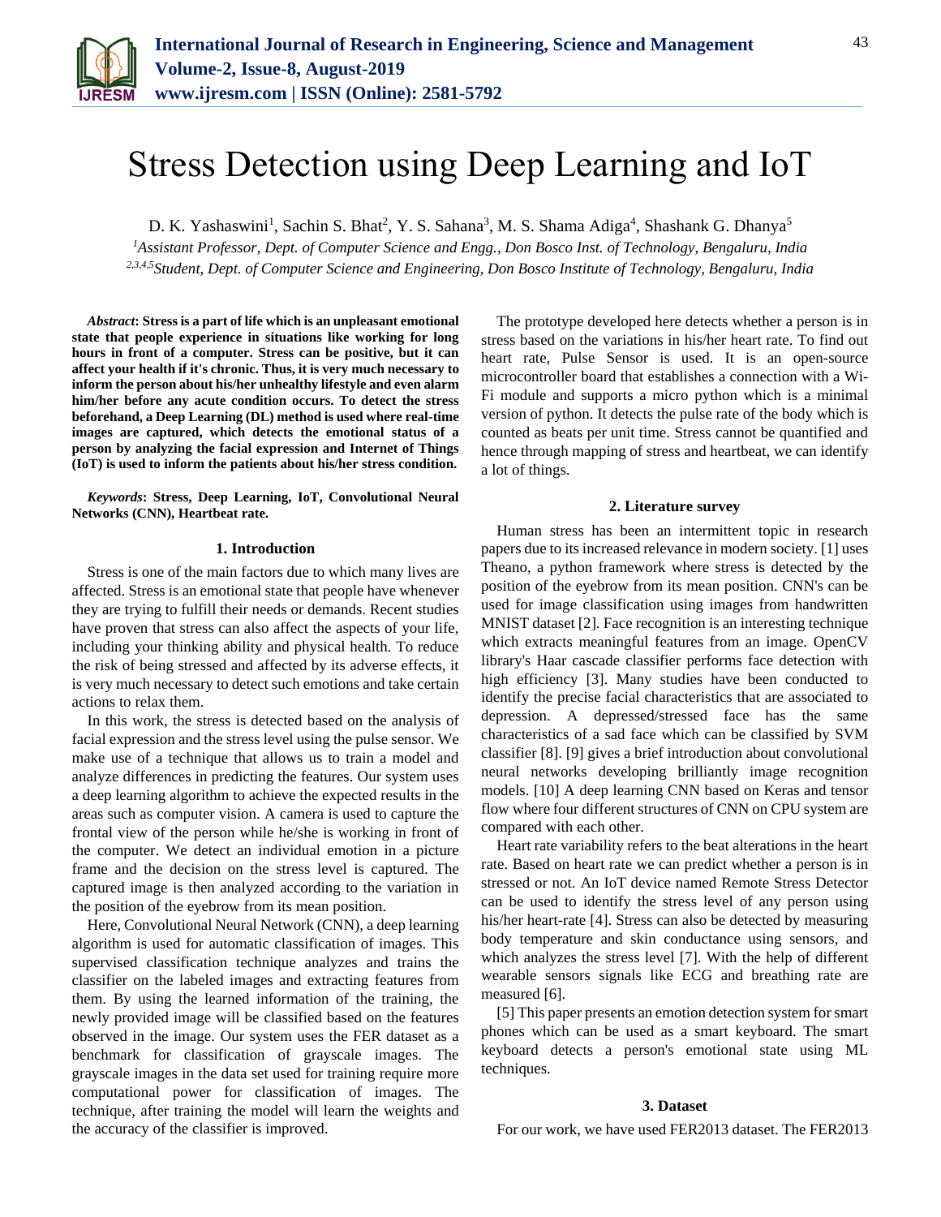# Stress Detection using Deep Learning and IoT

D. K. Yashaswini[1], Sachin S. Bhat[2], Y. S. Sahana[3], M. S. Shama Adiga[4], Shashank G. Dhanya[5]

[1]*Assistant Professor, Dept. of Computer Science and Engg., Don Bosco Inst. of Technology, Bengaluru, India*
[2,3,4,5]*Student, Dept. of Computer Science and Engineering, Don Bosco Institute of Technology, Bengaluru, India*

***Abstract*****: Stress is a part of life which is an unpleasant emotional state that people experience in situations like working for long hours in front of a computer. Stress can be positive, but it can affect your health if it's chronic. Thus, it is very much necessary to inform the person about his/her unhealthy lifestyle and even alarm him/her before any acute condition occurs. To detect the stress beforehand, a Deep Learning (DL) method is used where real-time images are captured, which detects the emotional status of a person by analyzing the facial expression and Internet of Things (IoT) is used to inform the patients about his/her stress condition.**

***Keywords*****: Stress, Deep Learning, IoT, Convolutional Neural Networks (CNN), Heartbeat rate.**

## 1. Introduction

Stress is one of the main factors due to which many lives are affected. Stress is an emotional state that people have whenever they are trying to fulfill their needs or demands. Recent studies have proven that stress can also affect the aspects of your life, including your thinking ability and physical health. To reduce the risk of being stressed and affected by its adverse effects, it is very much necessary to detect such emotions and take certain actions to relax them.

In this work, the stress is detected based on the analysis of facial expression and the stress level using the pulse sensor. We make use of a technique that allows us to train a model and analyze differences in predicting the features. Our system uses a deep learning algorithm to achieve the expected results in the areas such as computer vision. A camera is used to capture the frontal view of the person while he/she is working in front of the computer. We detect an individual emotion in a picture frame and the decision on the stress level is captured. The captured image is then analyzed according to the variation in the position of the eyebrow from its mean position.

Here, Convolutional Neural Network (CNN), a deep learning algorithm is used for automatic classification of images. This supervised classification technique analyzes and trains the classifier on the labeled images and extracting features from them. By using the learned information of the training, the newly provided image will be classified based on the features observed in the image. Our system uses the FER dataset as a benchmark for classification of grayscale images. The grayscale images in the data set used for training require more computational power for classification of images. The technique, after training the model will learn the weights and the accuracy of the classifier is improved.

The prototype developed here detects whether a person is in stress based on the variations in his/her heart rate. To find out heart rate, Pulse Sensor is used. It is an open-source microcontroller board that establishes a connection with a Wi-Fi module and supports a micro python which is a minimal version of python. It detects the pulse rate of the body which is counted as beats per unit time. Stress cannot be quantified and hence through mapping of stress and heartbeat, we can identify a lot of things.

## 2. Literature survey

Human stress has been an intermittent topic in research papers due to its increased relevance in modern society. [1] uses Theano, a python framework where stress is detected by the position of the eyebrow from its mean position. CNN's can be used for image classification using images from handwritten MNIST dataset [2]. Face recognition is an interesting technique which extracts meaningful features from an image. OpenCV library's Haar cascade classifier performs face detection with high efficiency [3]. Many studies have been conducted to identify the precise facial characteristics that are associated to depression. A depressed/stressed face has the same characteristics of a sad face which can be classified by SVM classifier [8]. [9] gives a brief introduction about convolutional neural networks developing brilliantly image recognition models. [10] A deep learning CNN based on Keras and tensor flow where four different structures of CNN on CPU system are compared with each other.

Heart rate variability refers to the beat alterations in the heart rate. Based on heart rate we can predict whether a person is in stressed or not. An IoT device named Remote Stress Detector can be used to identify the stress level of any person using his/her heart-rate [4]. Stress can also be detected by measuring body temperature and skin conductance using sensors, and which analyzes the stress level [7]. With the help of different wearable sensors signals like ECG and breathing rate are measured [6].

[5] This paper presents an emotion detection system for smart phones which can be used as a smart keyboard. The smart keyboard detects a person's emotional state using ML techniques.

## 3. Dataset

For our work, we have used FER2013 dataset. The FER2013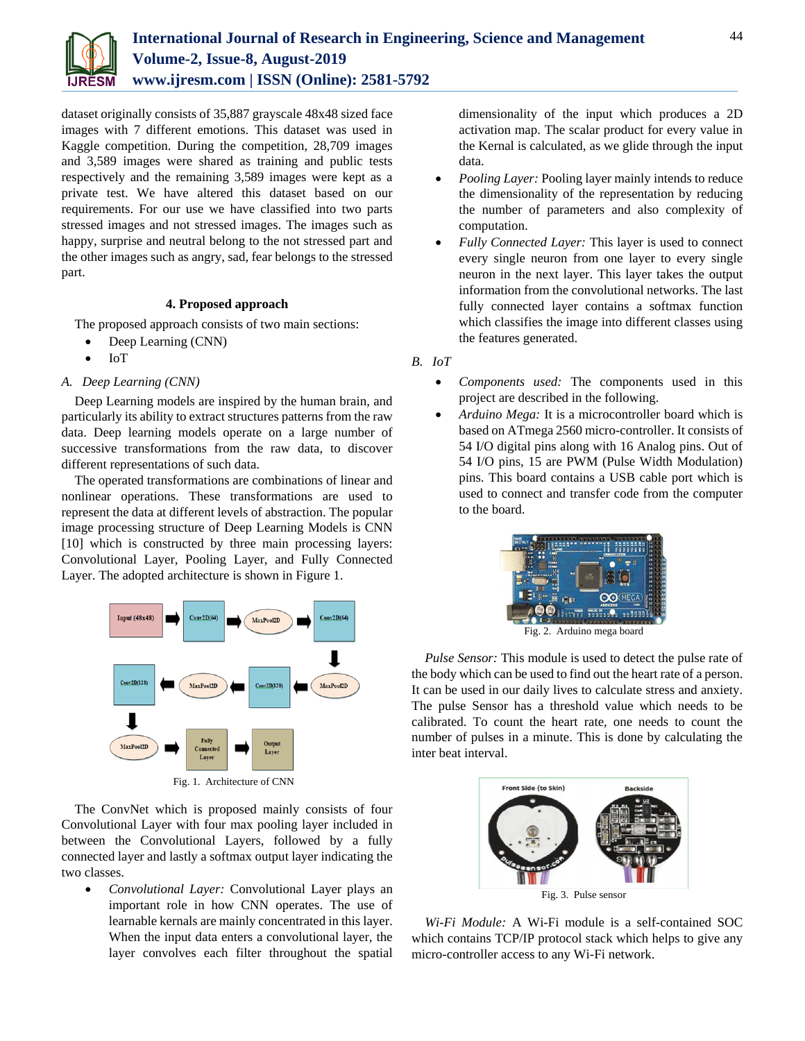dataset originally consists of 35,887 grayscale 48x48 sized face images with 7 different emotions. This dataset was used in Kaggle competition. During the competition, 28,709 images and 3,589 images were shared as training and public tests respectively and the remaining 3,589 images were kept as a private test. We have altered this dataset based on our requirements. For our use we have classified into two parts stressed images and not stressed images. The images such as happy, surprise and neutral belong to the not stressed part and the other images such as angry, sad, fear belongs to the stressed part.

## 4. Proposed approach

The proposed approach consists of two main sections:

- Deep Learning (CNN)
- IoT

### A. *Deep Learning (CNN)*

Deep Learning models are inspired by the human brain, and particularly its ability to extract structures patterns from the raw data. Deep learning models operate on a large number of successive transformations from the raw data, to discover different representations of such data.

The operated transformations are combinations of linear and nonlinear operations. These transformations are used to represent the data at different levels of abstraction. The popular image processing structure of Deep Learning Models is CNN [10] which is constructed by three main processing layers: Convolutional Layer, Pooling Layer, and Fully Connected Layer. The adopted architecture is shown in Figure 1.

Fig. 1. Architecture of CNN

The ConvNet which is proposed mainly consists of four Convolutional Layer with four max pooling layer included in between the Convolutional Layers, followed by a fully connected layer and lastly a softmax output layer indicating the two classes.

- *Convolutional Layer:* Convolutional Layer plays an important role in how CNN operates. The use of learnable kernals are mainly concentrated in this layer. When the input data enters a convolutional layer, the layer convolves each filter throughout the spatial dimensionality of the input which produces a 2D activation map. The scalar product for every value in the Kernal is calculated, as we glide through the input data.
- *Pooling Layer:* Pooling layer mainly intends to reduce the dimensionality of the representation by reducing the number of parameters and also complexity of computation.
- *Fully Connected Layer:* This layer is used to connect every single neuron from one layer to every single neuron in the next layer. This layer takes the output information from the convolutional networks. The last fully connected layer contains a softmax function which classifies the image into different classes using the features generated.

### B. *IoT*

- *Components used:* The components used in this project are described in the following.
- *Arduino Mega:* It is a microcontroller board which is based on ATmega 2560 micro-controller. It consists of 54 I/O digital pins along with 16 Analog pins. Out of 54 I/O pins, 15 are PWM (Pulse Width Modulation) pins. This board contains a USB cable port which is used to connect and transfer code from the computer to the board.

Fig. 2. Arduino mega board

*Pulse Sensor:* This module is used to detect the pulse rate of the body which can be used to find out the heart rate of a person. It can be used in our daily lives to calculate stress and anxiety. The pulse Sensor has a threshold value which needs to be calibrated. To count the heart rate, one needs to count the number of pulses in a minute. This is done by calculating the inter beat interval.

Fig. 3. Pulse sensor

*Wi-Fi Module:* A Wi-Fi module is a self-contained SOC which contains TCP/IP protocol stack which helps to give any micro-controller access to any Wi-Fi network.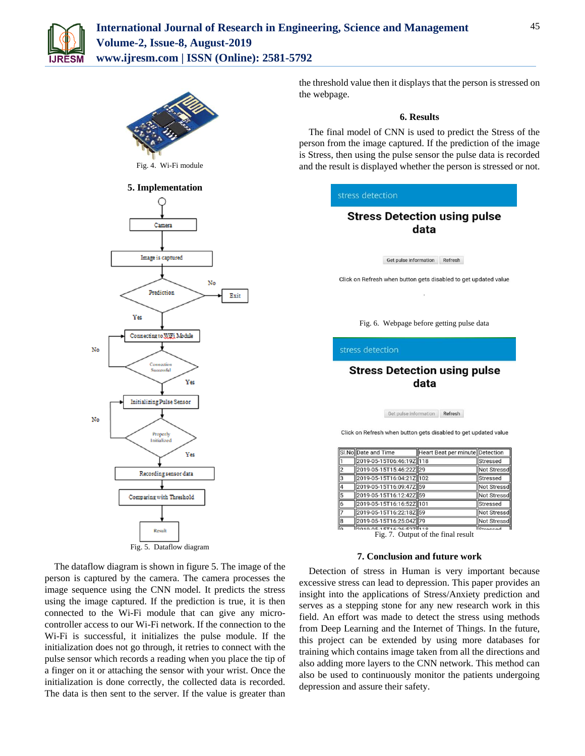Fig. 4. Wi-Fi module

## 5. Implementation

Fig. 5. Dataflow diagram

The dataflow diagram is shown in figure 5. The image of the person is captured by the camera. The camera processes the image sequence using the CNN model. It predicts the stress using the image captured. If the prediction is true, it is then connected to the Wi-Fi module that can give any micro-controller access to our Wi-Fi network. If the connection to the Wi-Fi is successful, it initializes the pulse module. If the initialization does not go through, it retries to connect with the pulse sensor which records a reading when you place the tip of a finger on it or attaching the sensor with your wrist. Once the initialization is done correctly, the collected data is recorded. The data is then sent to the server. If the value is greater than the threshold value then it displays that the person is stressed on the webpage.

## 6. Results

The final model of CNN is used to predict the Stress of the person from the image captured. If the prediction of the image is Stress, then using the pulse sensor the pulse data is recorded and the result is displayed whether the person is stressed or not.

Fig. 6. Webpage before getting pulse data

Fig. 7. Output of the final result

## 7. Conclusion and future work

Detection of stress in Human is very important because excessive stress can lead to depression. This paper provides an insight into the applications of Stress/Anxiety prediction and serves as a stepping stone for any new research work in this field. An effort was made to detect the stress using methods from Deep Learning and the Internet of Things. In the future, this project can be extended by using more databases for training which contains image taken from all the directions and also adding more layers to the CNN network. This method can also be used to continuously monitor the patients undergoing depression and assure their safety.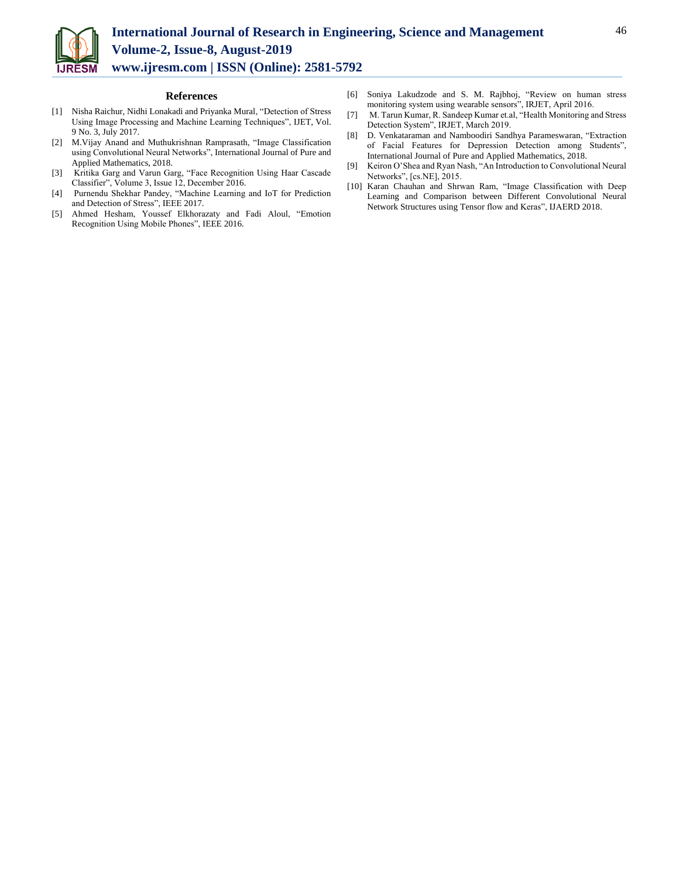## References

[1] Nisha Raichur, Nidhi Lonakadi and Priyanka Mural, "Detection of Stress Using Image Processing and Machine Learning Techniques", IJET, Vol. 9 No. 3, July 2017.

[2] M.Vijay Anand and Muthukrishnan Ramprasath, "Image Classification using Convolutional Neural Networks", International Journal of Pure and Applied Mathematics, 2018.

[3] Kritika Garg and Varun Garg, "Face Recognition Using Haar Cascade Classifier", Volume 3, Issue 12, December 2016.

[4] Purnendu Shekhar Pandey, "Machine Learning and IoT for Prediction and Detection of Stress", IEEE 2017.

[5] Ahmed Hesham, Youssef Elkhorazaty and Fadi Aloul, "Emotion Recognition Using Mobile Phones", IEEE 2016.

[6] Soniya Lakudzode and S. M. Rajbhoj, "Review on human stress monitoring system using wearable sensors", IRJET, April 2016.

[7] M. Tarun Kumar, R. Sandeep Kumar et.al, "Health Monitoring and Stress Detection System", IRJET, March 2019.

[8] D. Venkataraman and Namboodiri Sandhya Parameswaran, "Extraction of Facial Features for Depression Detection among Students", International Journal of Pure and Applied Mathematics, 2018.

[9] Keiron O'Shea and Ryan Nash, "An Introduction to Convolutional Neural Networks", [cs.NE], 2015.

[10] Karan Chauhan and Shrwan Ram, "Image Classification with Deep Learning and Comparison between Different Convolutional Neural Network Structures using Tensor flow and Keras", IJAERD 2018.